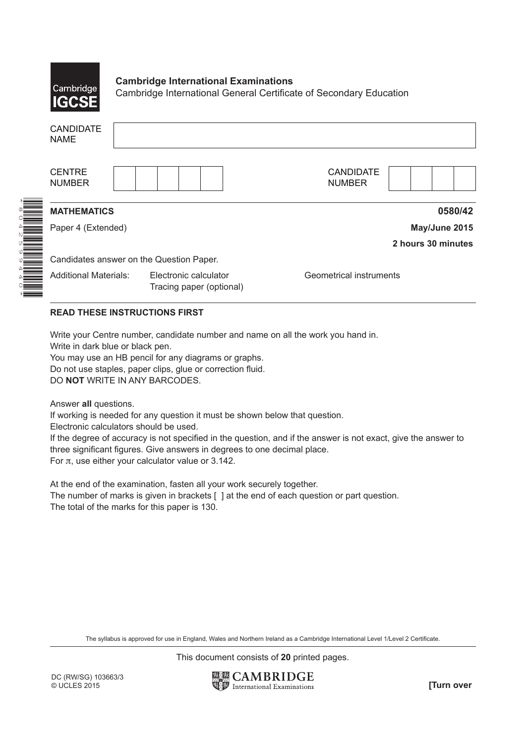**Cambridge International Examinations**
Cambridge International General Certificate of Secondary Education

| CANDIDATE NAME | |
|---|---|

| CENTRE NUMBER | | CANDIDATE NUMBER | |
|---|---|---|---|

**MATHEMATICS** **0580/42**

Paper 4 (Extended) **May/June 2015**

**2 hours 30 minutes**

Candidates answer on the Question Paper.

Additional Materials: Electronic calculator, Tracing paper (optional), Geometrical instruments

**READ THESE INSTRUCTIONS FIRST**

Write your Centre number, candidate number and name on all the work you hand in.
Write in dark blue or black pen.
You may use an HB pencil for any diagrams or graphs.
Do not use staples, paper clips, glue or correction fluid.
DO **NOT** WRITE IN ANY BARCODES.

Answer **all** questions.
If working is needed for any question it must be shown below that question.
Electronic calculators should be used.
If the degree of accuracy is not specified in the question, and if the answer is not exact, give the answer to three significant figures. Give answers in degrees to one decimal place.
For $\pi$, use either your calculator value or 3.142.

At the end of the examination, fasten all your work securely together.
The number of marks is given in brackets [ ] at the end of each question or part question.
The total of the marks for this paper is 130.

The syllabus is approved for use in England, Wales and Northern Ireland as a Cambridge International Level 1/Level 2 Certificate.

This document consists of **20** printed pages.

DC (RW/SG) 103663/3
© UCLES 2015

**[Turn over**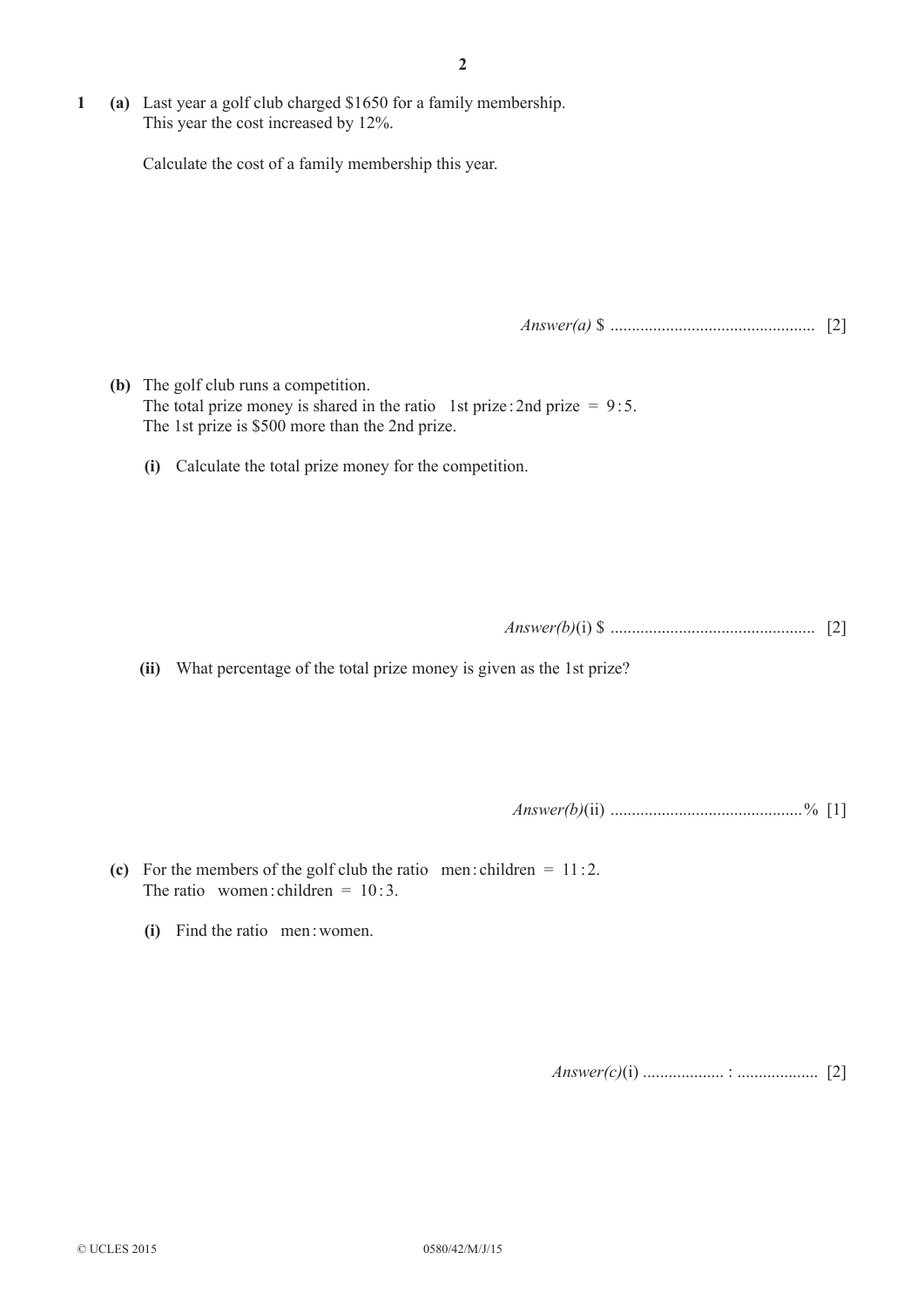**1** **(a)** Last year a golf club charged \$1650 for a family membership.
This year the cost increased by 12%.

Calculate the cost of a family membership this year.

*Answer(a)* \$ ............................................... [2]

**(b)** The golf club runs a competition.
The total prize money is shared in the ratio 1st prize : 2nd prize = 9 : 5.
The 1st prize is \$500 more than the 2nd prize.

**(i)** Calculate the total prize money for the competition.

*Answer(b)*(i) \$ ............................................... [2]

**(ii)** What percentage of the total prize money is given as the 1st prize?

*Answer(b)*(ii) ............................................% [1]

**(c)** For the members of the golf club the ratio men : children = 11 : 2.
The ratio women : children = 10 : 3.

**(i)** Find the ratio men : women.

*Answer(c)*(i) ................... : ................... [2]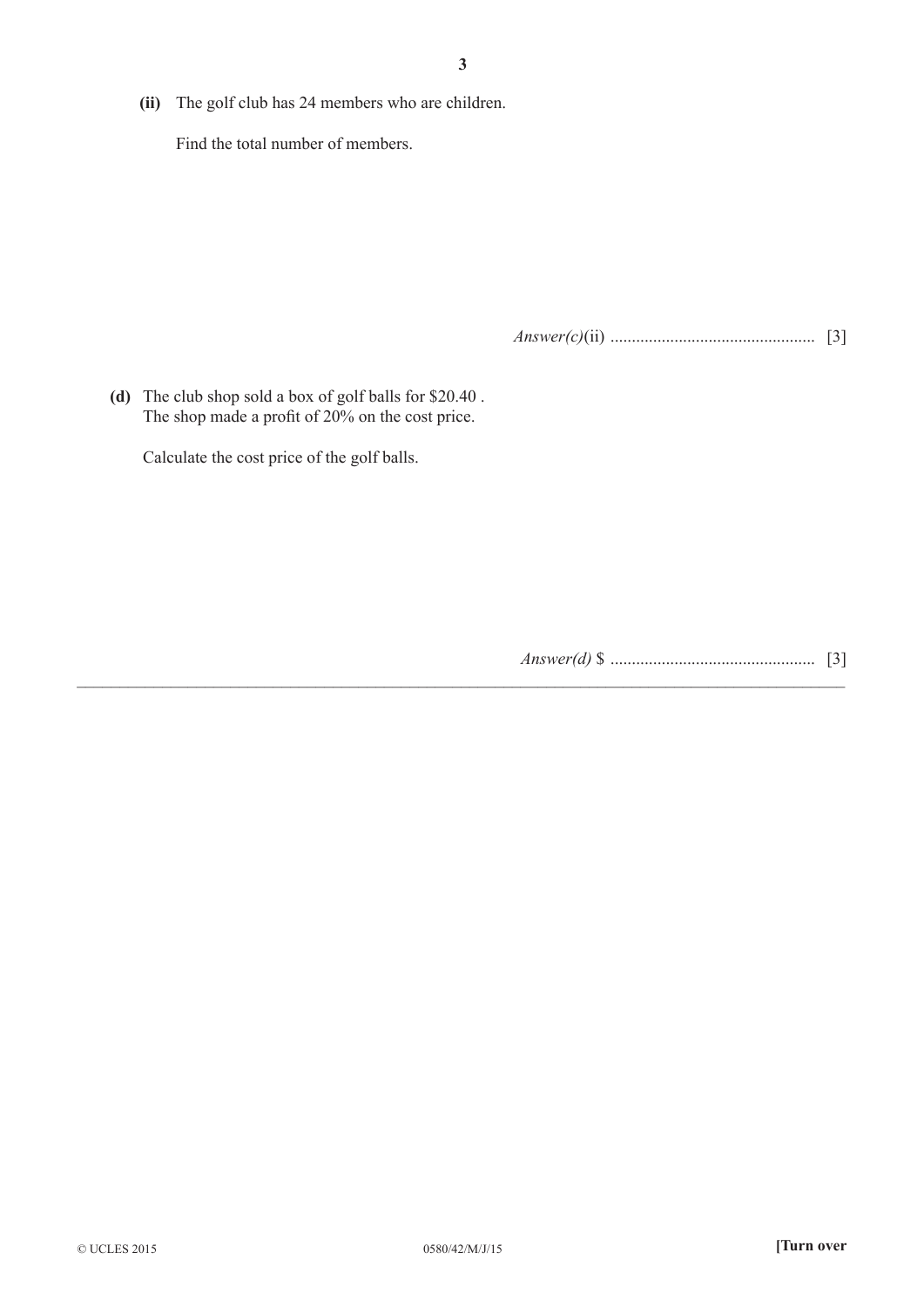**(ii)** The golf club has 24 members who are children.

Find the total number of members.

*Answer(c)*(ii) ................................................ [3]

**(d)** The club shop sold a box of golf balls for $20.40 .
The shop made a profit of 20% on the cost price.

Calculate the cost price of the golf balls.

*Answer(d)* $ ................................................ [3]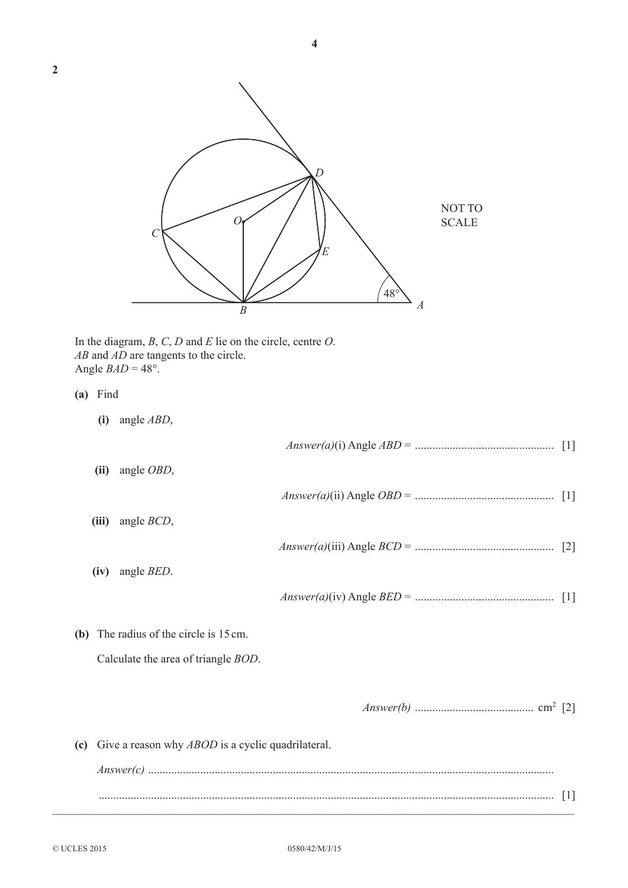**2**

NOT TO SCALE

In the diagram, $B$, $C$, $D$ and $E$ lie on the circle, centre $O$.
$AB$ and $AD$ are tangents to the circle.
Angle $BAD = 48°$.

**(a)** Find

**(i)** angle $ABD$,

*Answer(a)*(i) Angle $ABD$ = ............................................... [1]

**(ii)** angle $OBD$,

*Answer(a)*(ii) Angle $OBD$ = ............................................... [1]

**(iii)** angle $BCD$,

*Answer(a)*(iii) Angle $BCD$ = ............................................... [2]

**(iv)** angle $BED$.

*Answer(a)*(iv) Angle $BED$ = ............................................... [1]

**(b)** The radius of the circle is 15 cm.

Calculate the area of triangle $BOD$.

*Answer(b)* ........................................ $cm^2$ [2]

**(c)** Give a reason why $ABOD$ is a cyclic quadrilateral.

*Answer(c)* .........................................................................................................................

......................................................................................................................................... [1]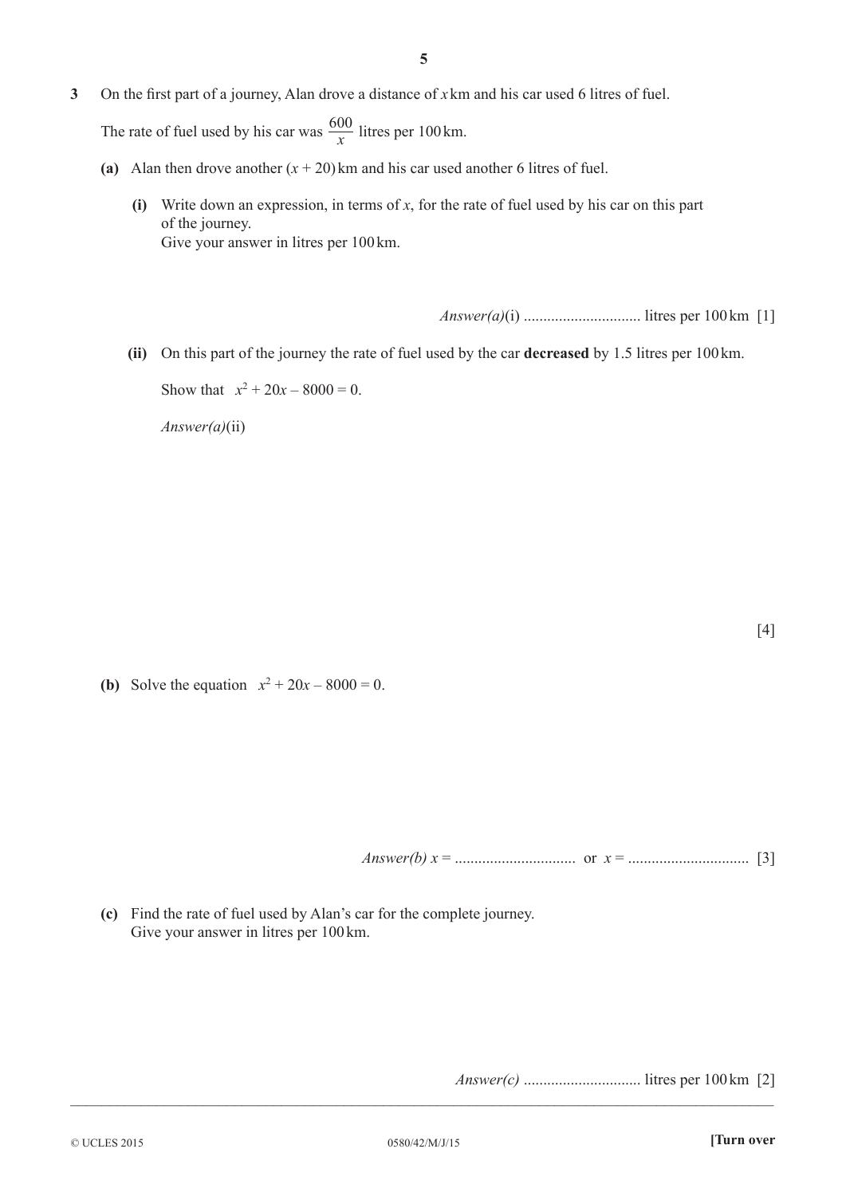**3** On the first part of a journey, Alan drove a distance of $x$ km and his car used 6 litres of fuel.

The rate of fuel used by his car was $\frac{600}{x}$ litres per 100 km.

**(a)** Alan then drove another $(x + 20)$ km and his car used another 6 litres of fuel.

**(i)** Write down an expression, in terms of $x$, for the rate of fuel used by his car on this part of the journey.
Give your answer in litres per 100 km.

*Answer(a)*(i) .............................. litres per 100 km [1]

**(ii)** On this part of the journey the rate of fuel used by the car **decreased** by 1.5 litres per 100 km.

Show that $x^2 + 20x - 8000 = 0$.

*Answer(a)*(ii)

[4]

**(b)** Solve the equation $x^2 + 20x - 8000 = 0$.

*Answer(b)* $x$ = .............................. or $x$ = .............................. [3]

**(c)** Find the rate of fuel used by Alan's car for the complete journey.
Give your answer in litres per 100 km.

*Answer(c)* .............................. litres per 100 km [2]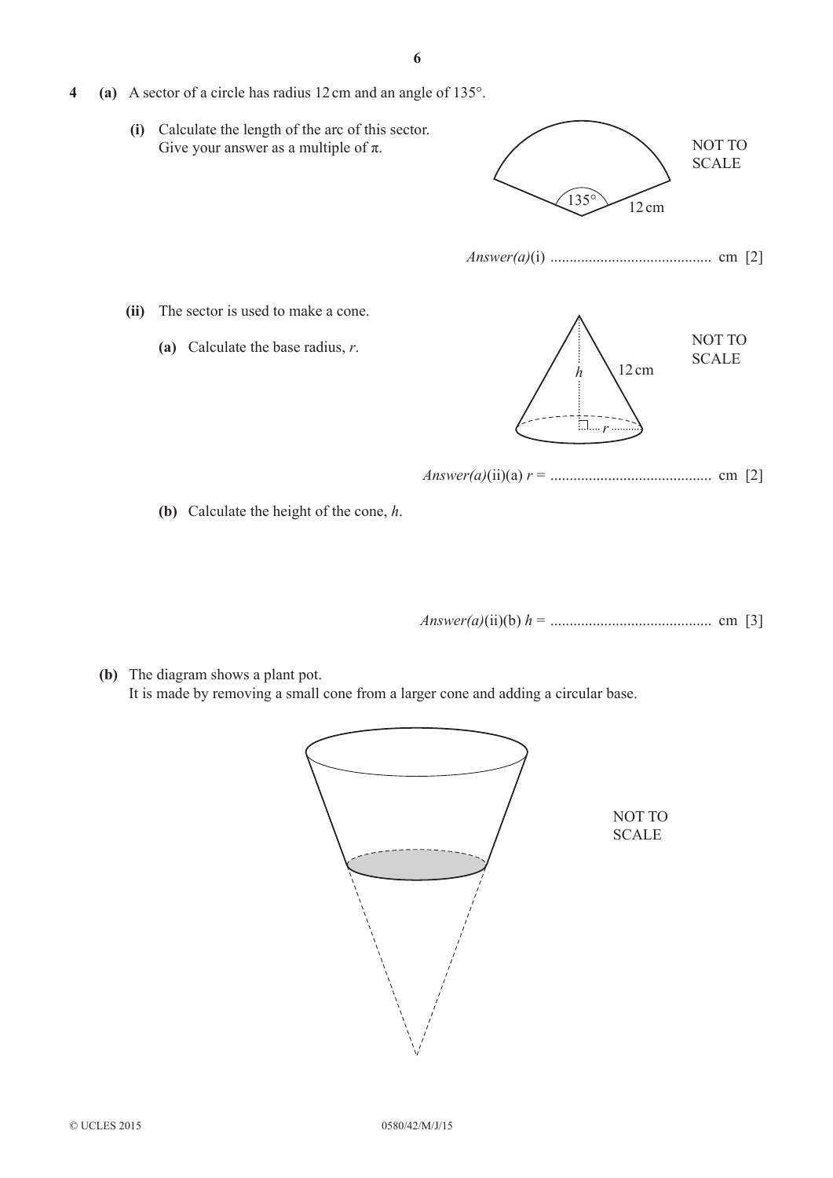**4** **(a)** A sector of a circle has radius 12 cm and an angle of 135°.

**(i)** Calculate the length of the arc of this sector.
Give your answer as a multiple of $\pi$.

NOT TO SCALE

135°

12 cm

*Answer(a)*(i) .......................................... cm [2]

**(ii)** The sector is used to make a cone.

**(a)** Calculate the base radius, $r$.

NOT TO SCALE

$h$

12 cm

$r$

*Answer(a)*(ii)(a) $r$ = .......................................... cm [2]

**(b)** Calculate the height of the cone, $h$.

*Answer(a)*(ii)(b) $h$ = .......................................... cm [3]

**(b)** The diagram shows a plant pot.
It is made by removing a small cone from a larger cone and adding a circular base.

NOT TO SCALE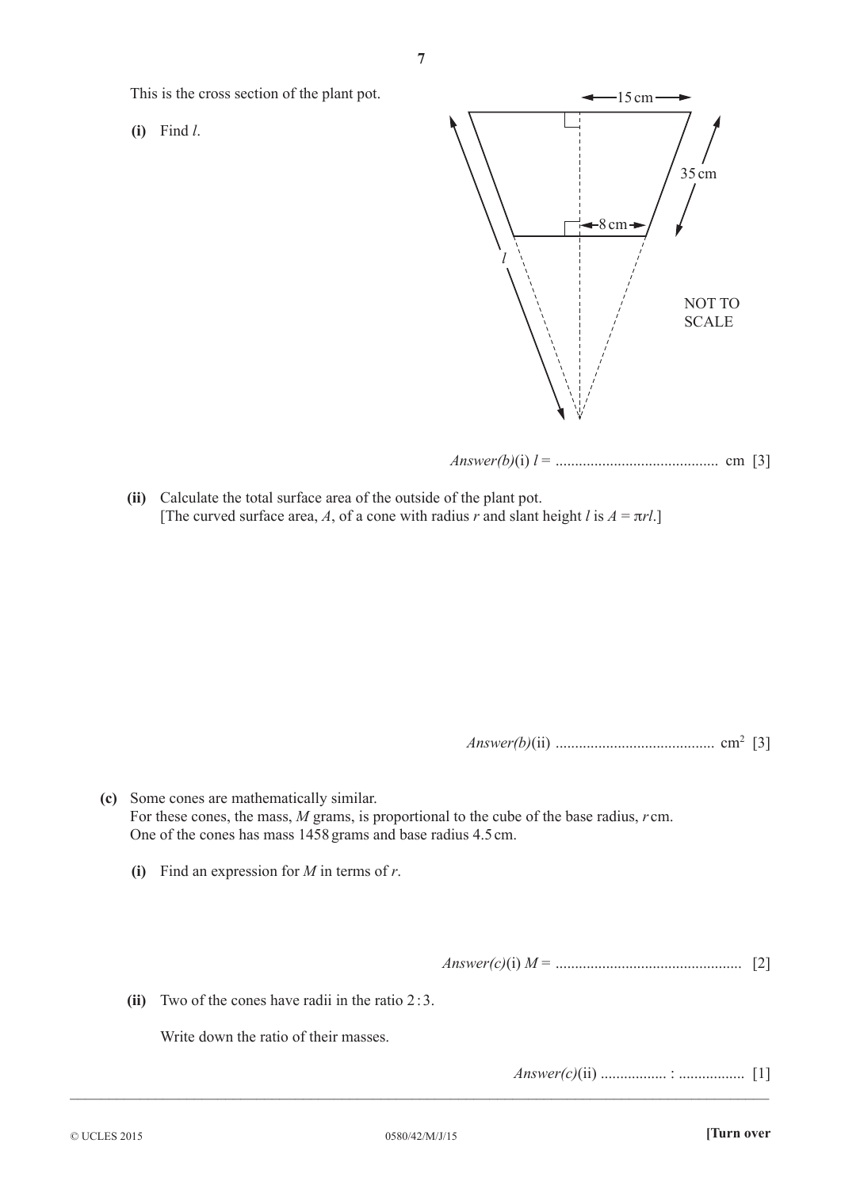This is the cross section of the plant pot.

**(i)** Find $l$.

15 cm

35 cm

8 cm

$l$

NOT TO SCALE

*Answer(b)*(i) $l$ = .......................................... cm [3]

**(ii)** Calculate the total surface area of the outside of the plant pot.
[The curved surface area, $A$, of a cone with radius $r$ and slant height $l$ is $A = \pi rl$.]

*Answer(b)*(ii) .......................................... $\text{cm}^2$ [3]

**(c)** Some cones are mathematically similar.
For these cones, the mass, $M$ grams, is proportional to the cube of the base radius, $r$ cm.
One of the cones has mass 1458 grams and base radius 4.5 cm.

**(i)** Find an expression for $M$ in terms of $r$.

*Answer(c)*(i) $M$ = ................................................ [2]

**(ii)** Two of the cones have radii in the ratio 2 : 3.

Write down the ratio of their masses.

*Answer(c)*(ii) ................. : ................. [1]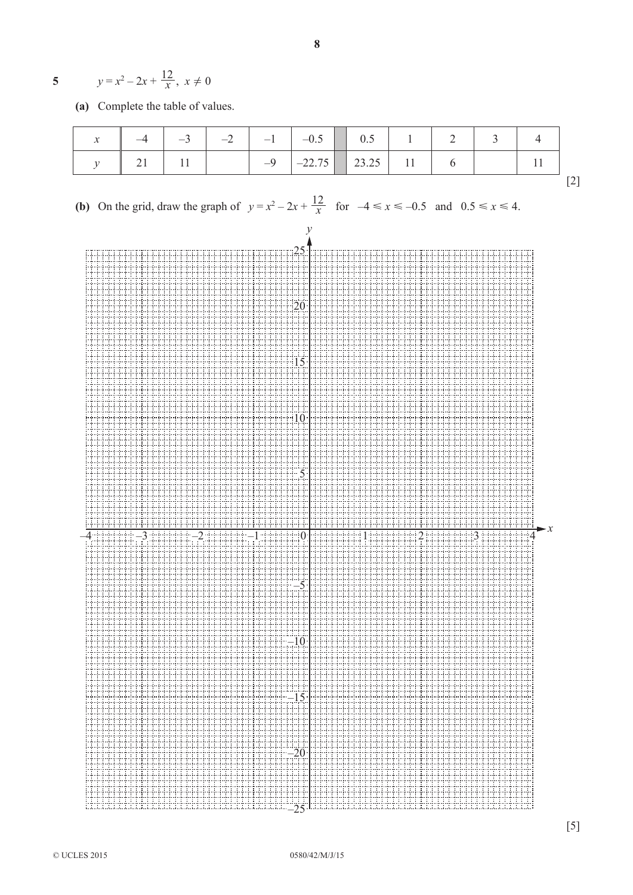**5** $y = x^2 - 2x + \frac{12}{x},\ x \neq 0$

**(a)** Complete the table of values.

| $x$ | $-4$ | $-3$ | $-2$ | $-1$ | $-0.5$ | | $0.5$ | $1$ | $2$ | $3$ | $4$ |
|---|---|---|---|---|---|---|---|---|---|---|---|
| $y$ | 21 | 11 | | $-9$ | $-22.75$ | | 23.25 | 11 | 6 | | 11 |

[2]

**(b)** On the grid, draw the graph of $y = x^2 - 2x + \frac{12}{x}$ for $-4 \leqslant x \leqslant -0.5$ and $0.5 \leqslant x \leqslant 4$.

[5]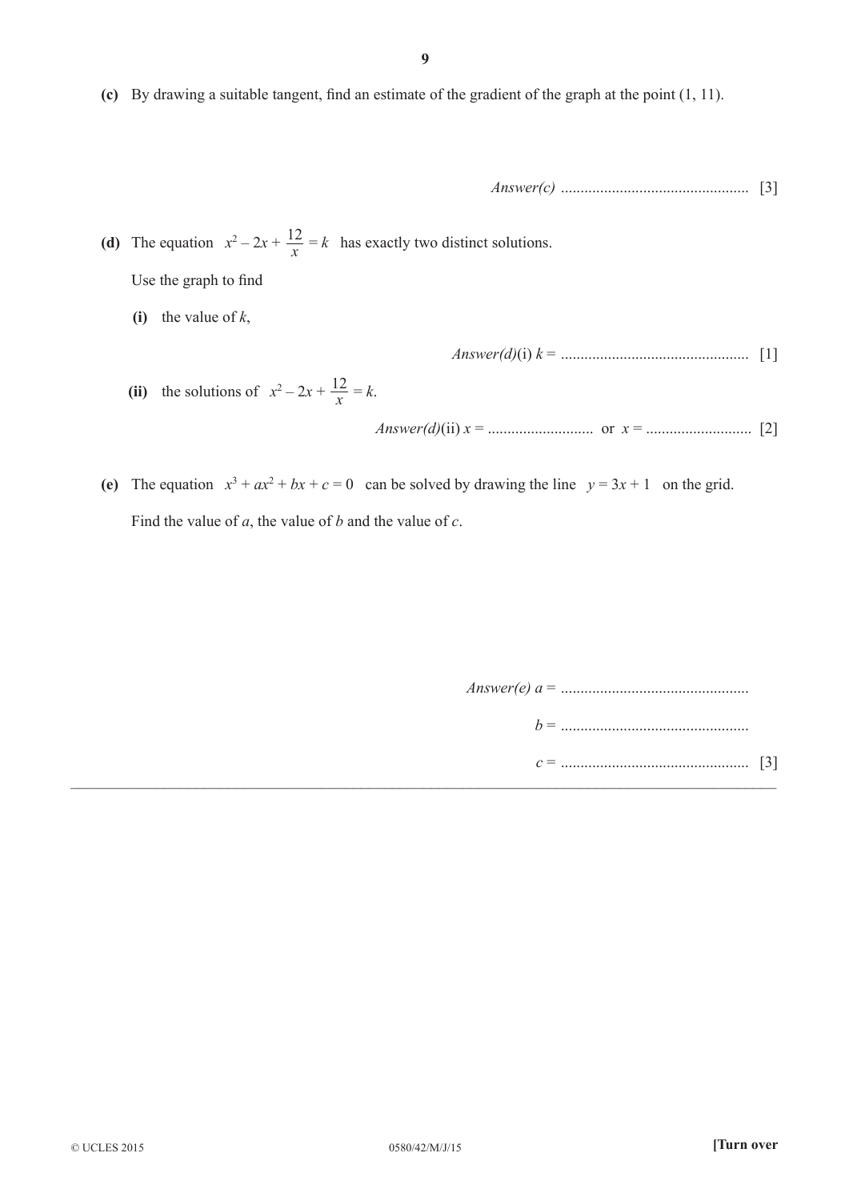**(c)** By drawing a suitable tangent, find an estimate of the gradient of the graph at the point (1, 11).

*Answer(c)* ................................................ [3]

**(d)** The equation $x^2 - 2x + \frac{12}{x} = k$ has exactly two distinct solutions.

Use the graph to find

**(i)** the value of $k$,

*Answer(d)*(i) $k$ = ................................................ [1]

**(ii)** the solutions of $x^2 - 2x + \frac{12}{x} = k$.

*Answer(d)*(ii) $x$ = ........................... or $x$ = ........................... [2]

**(e)** The equation $x^3 + ax^2 + bx + c = 0$ can be solved by drawing the line $y = 3x + 1$ on the grid.

Find the value of $a$, the value of $b$ and the value of $c$.

*Answer(e)* $a$ = ................................................

$b$ = ................................................

$c$ = ................................................ [3]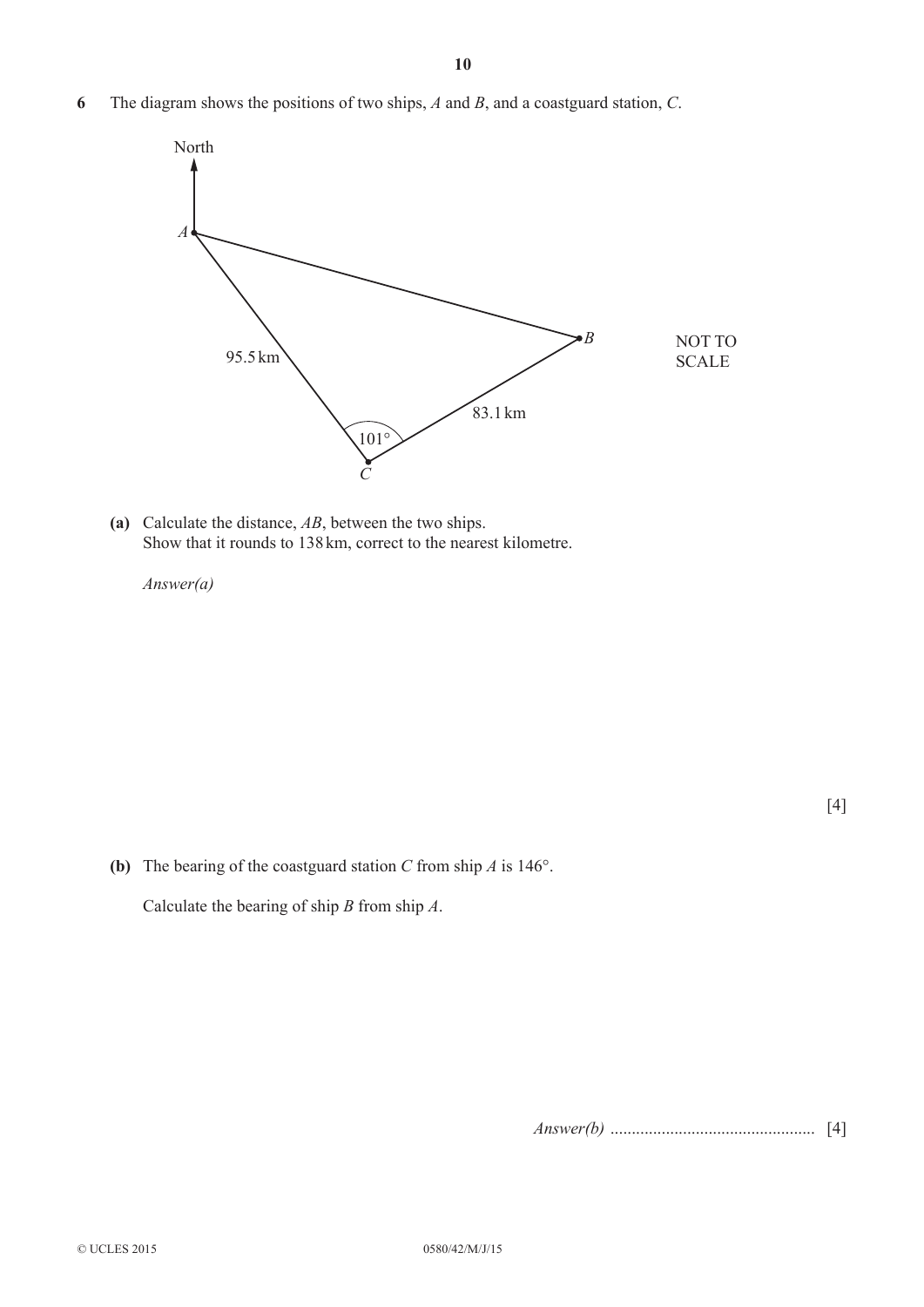6 The diagram shows the positions of two ships, $A$ and $B$, and a coastguard station, $C$.

North

$A$

$B$

95.5 km

83.1 km

101°

$C$

NOT TO SCALE

**(a)** Calculate the distance, $AB$, between the two ships.
Show that it rounds to 138 km, correct to the nearest kilometre.

*Answer(a)*

[4]

**(b)** The bearing of the coastguard station $C$ from ship $A$ is 146°.

Calculate the bearing of ship $B$ from ship $A$.

*Answer(b)* ................................................ [4]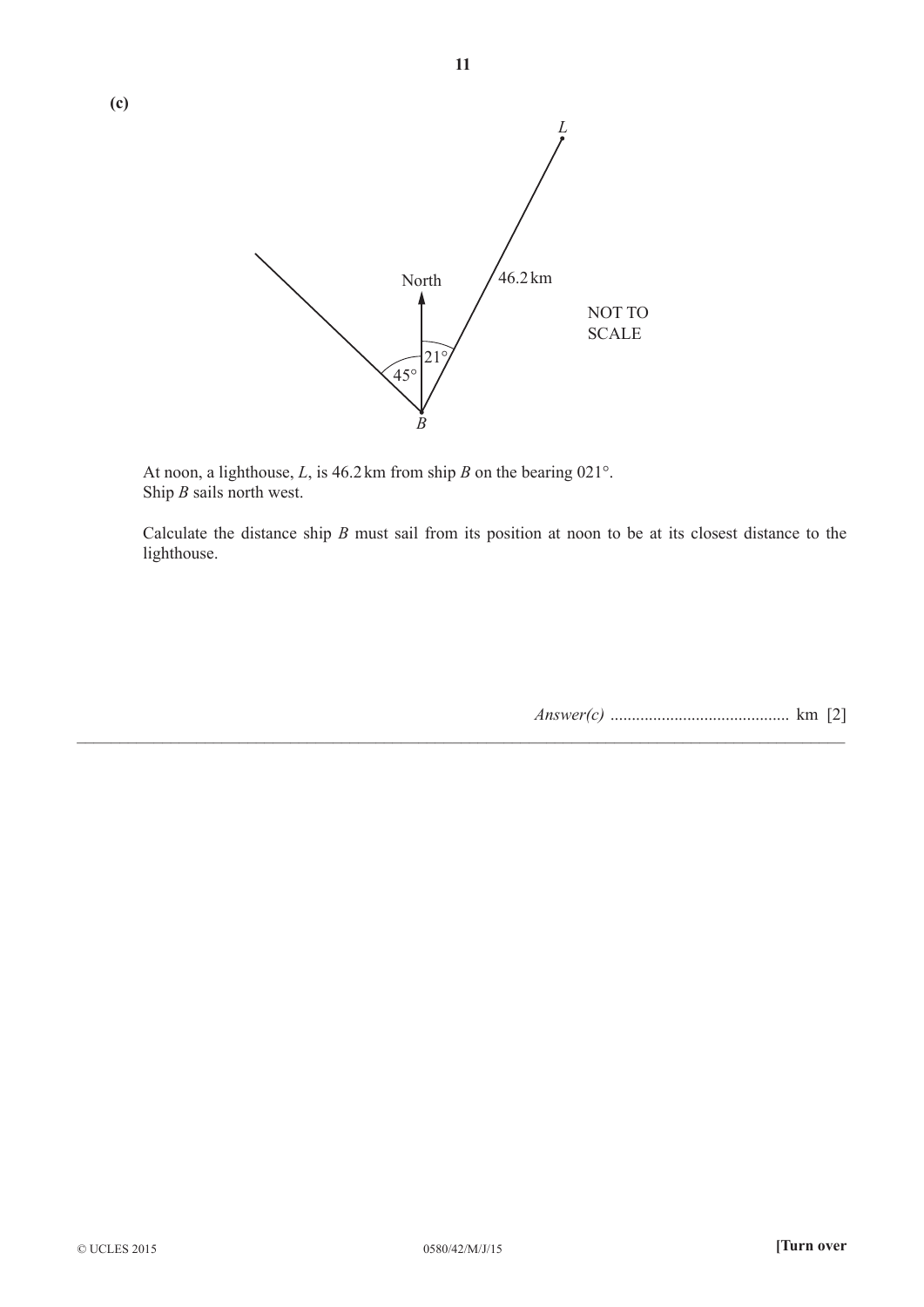**(c)**

At noon, a lighthouse, $L$, is 46.2 km from ship $B$ on the bearing 021°.
Ship $B$ sails north west.

Calculate the distance ship $B$ must sail from its position at noon to be at its closest distance to the lighthouse.

*Answer(c)* .......................................... km [2]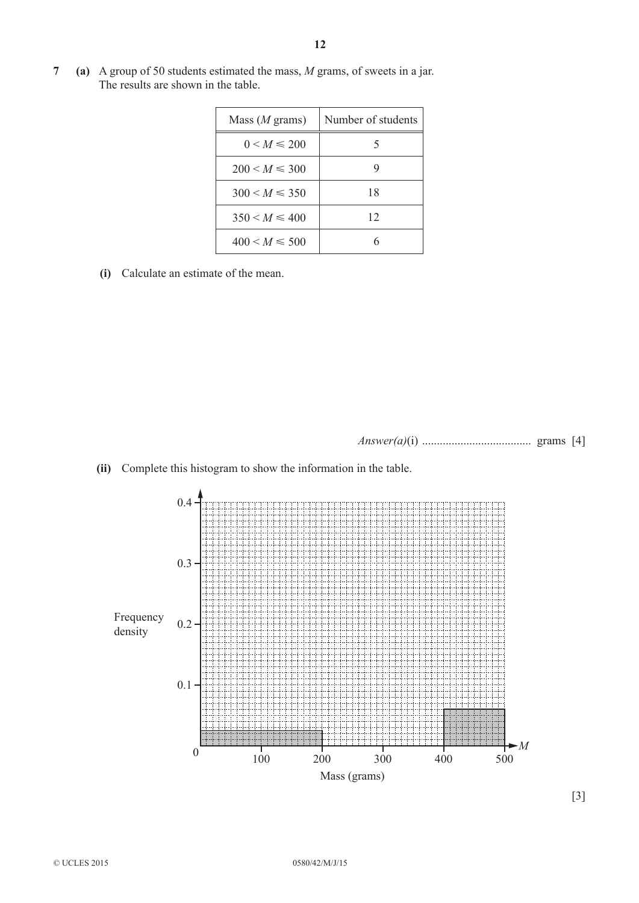**7** **(a)** A group of 50 students estimated the mass, $M$ grams, of sweets in a jar.
The results are shown in the table.

| Mass ($M$ grams) | Number of students |
|---|---|
| $0 < M \leqslant 200$ | 5 |
| $200 < M \leqslant 300$ | 9 |
| $300 < M \leqslant 350$ | 18 |
| $350 < M \leqslant 400$ | 12 |
| $400 < M \leqslant 500$ | 6 |

**(i)** Calculate an estimate of the mean.

*Answer(a)*(i) .................................... grams [4]

**(ii)** Complete this histogram to show the information in the table.

Frequency density

0.4

0.3

0.2

0.1

0 100 200 300 400 500 $M$

Mass (grams)

[3]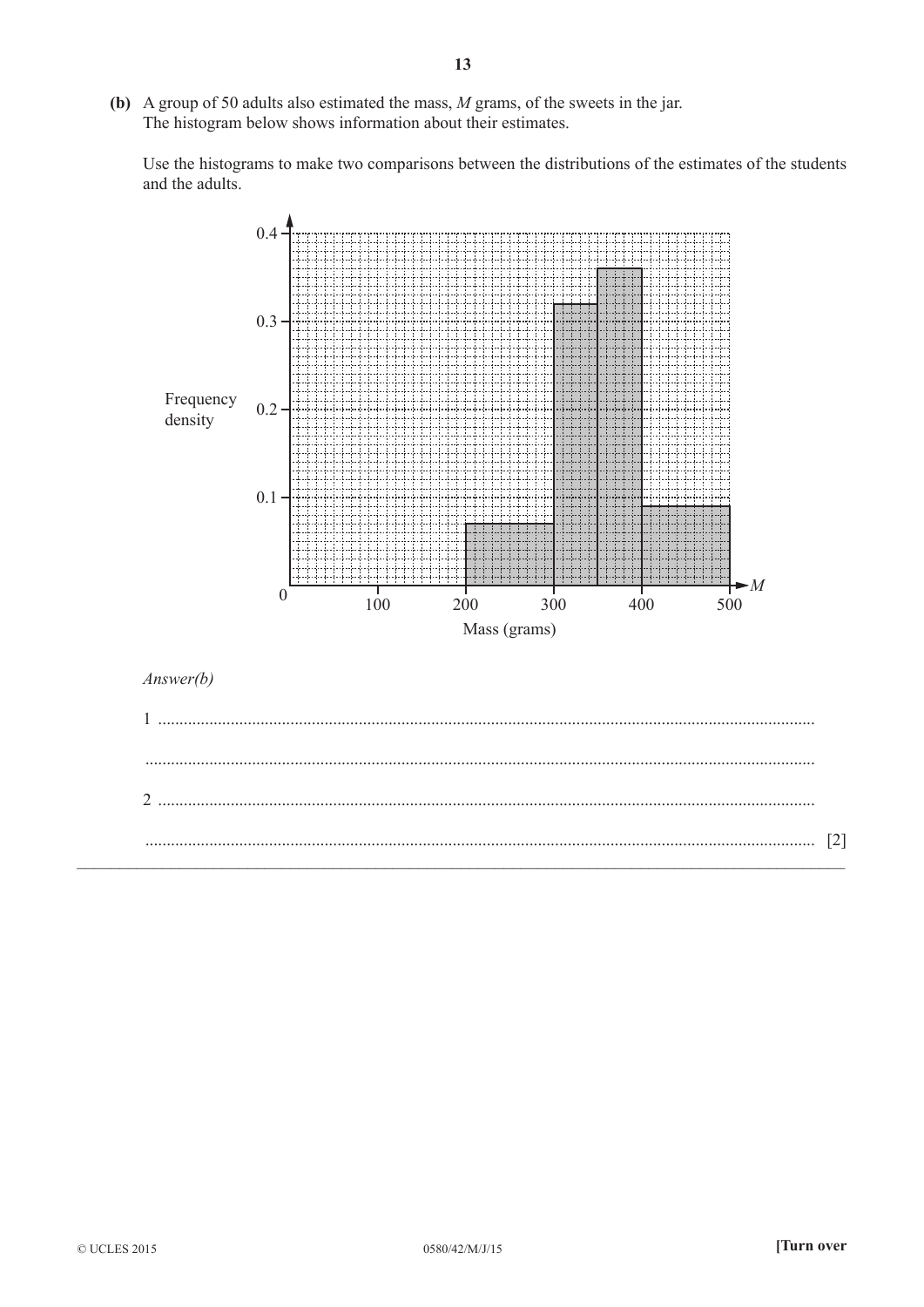**(b)** A group of 50 adults also estimated the mass, $M$ grams, of the sweets in the jar.
The histogram below shows information about their estimates.

Use the histograms to make two comparisons between the distributions of the estimates of the students and the adults.

*Answer(b)*

1 ..........................................................................................................................................

..........................................................................................................................................

2 ..........................................................................................................................................

.......................................................................................................................................... [2]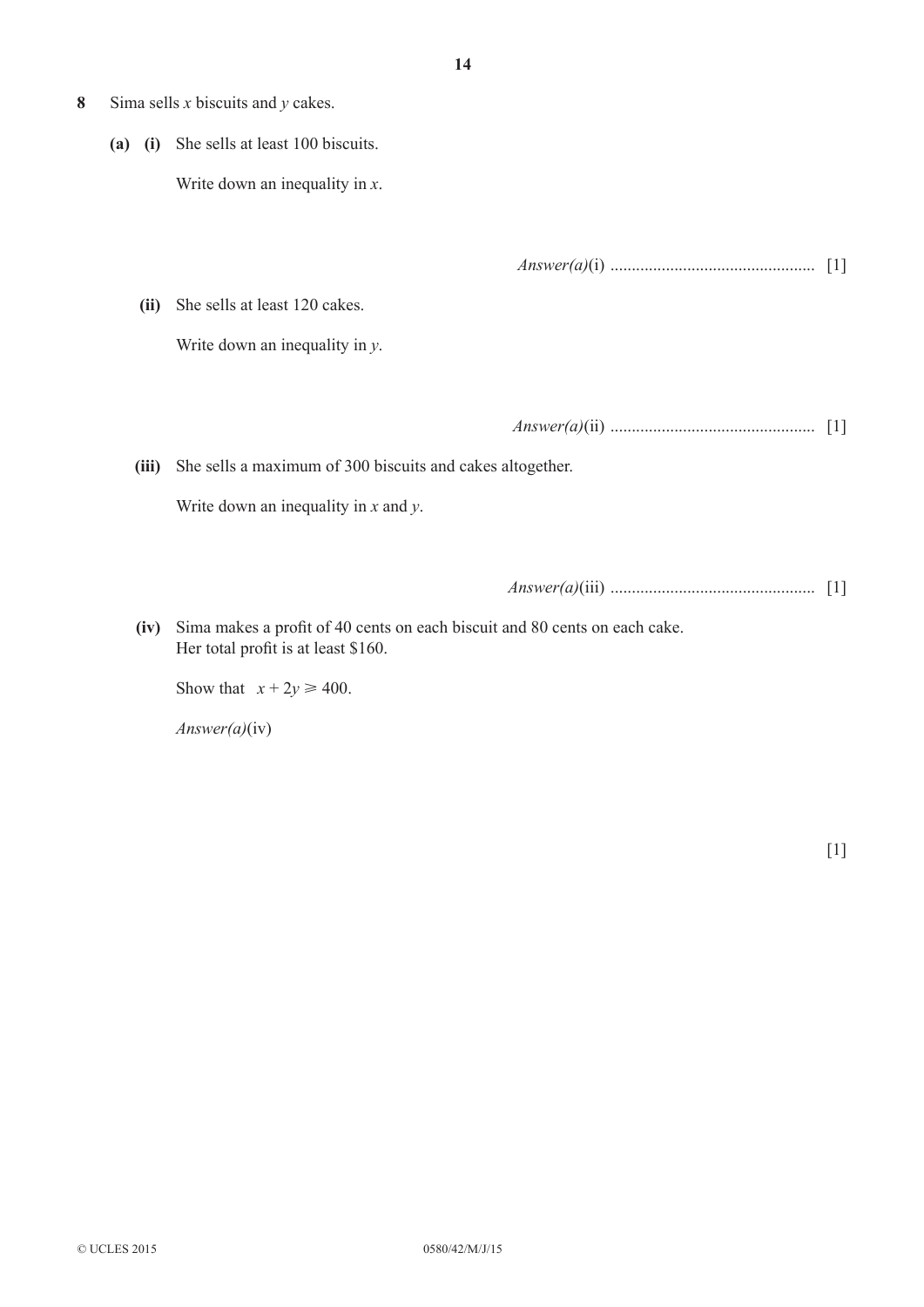**8** Sima sells $x$ biscuits and $y$ cakes.

**(a) (i)** She sells at least 100 biscuits.

Write down an inequality in $x$.

*Answer(a)*(i) ............................................... [1]

**(ii)** She sells at least 120 cakes.

Write down an inequality in $y$.

*Answer(a)*(ii) ............................................... [1]

**(iii)** She sells a maximum of 300 biscuits and cakes altogether.

Write down an inequality in $x$ and $y$.

*Answer(a)*(iii) ............................................... [1]

**(iv)** Sima makes a profit of 40 cents on each biscuit and 80 cents on each cake.
Her total profit is at least $160.

Show that $x + 2y \geqslant 400$.

*Answer(a)*(iv)

[1]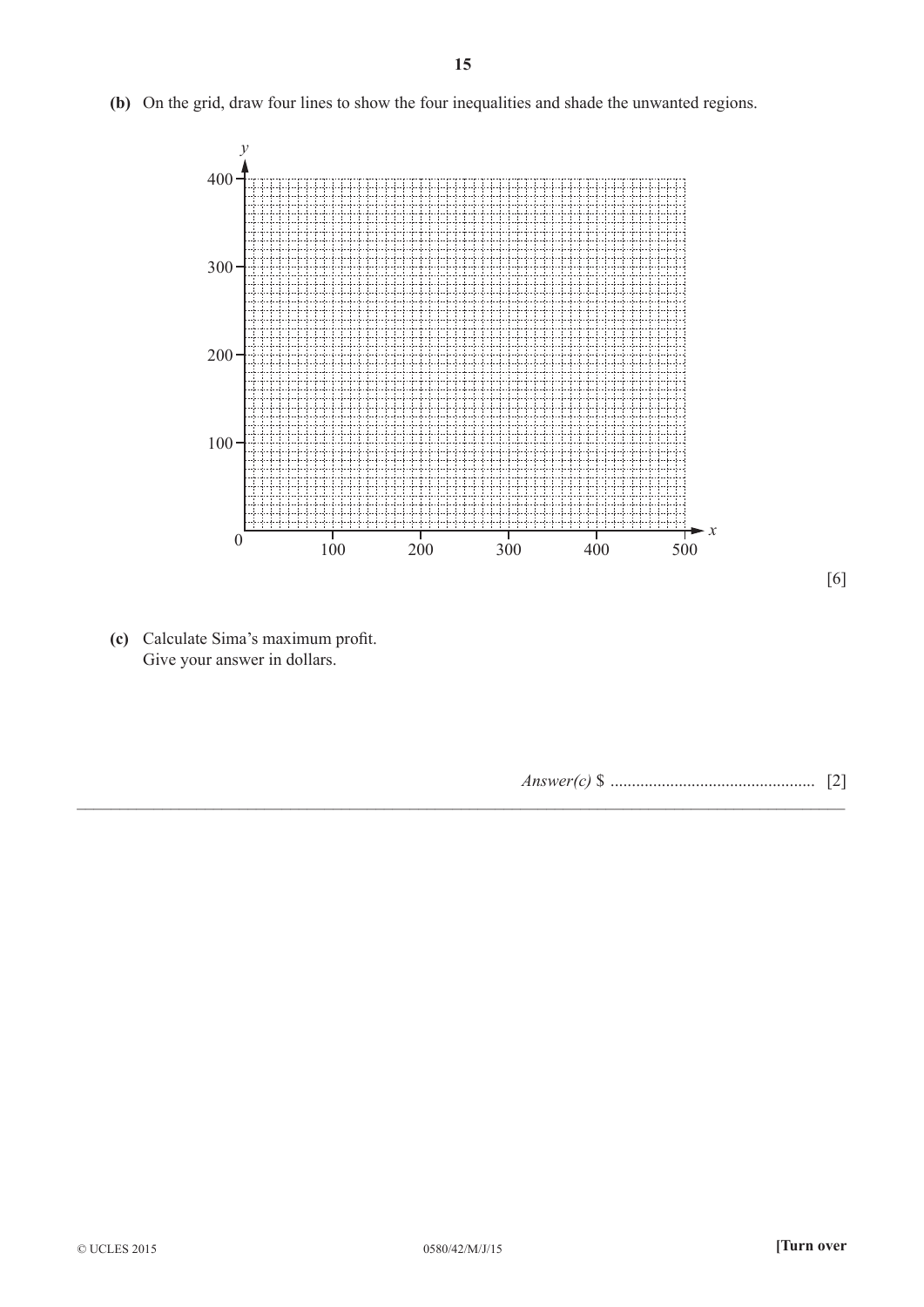**(b)** On the grid, draw four lines to show the four inequalities and shade the unwanted regions.

[6]

**(c)** Calculate Sima's maximum profit.
Give your answer in dollars.

*Answer(c)* $ ................................................ [2]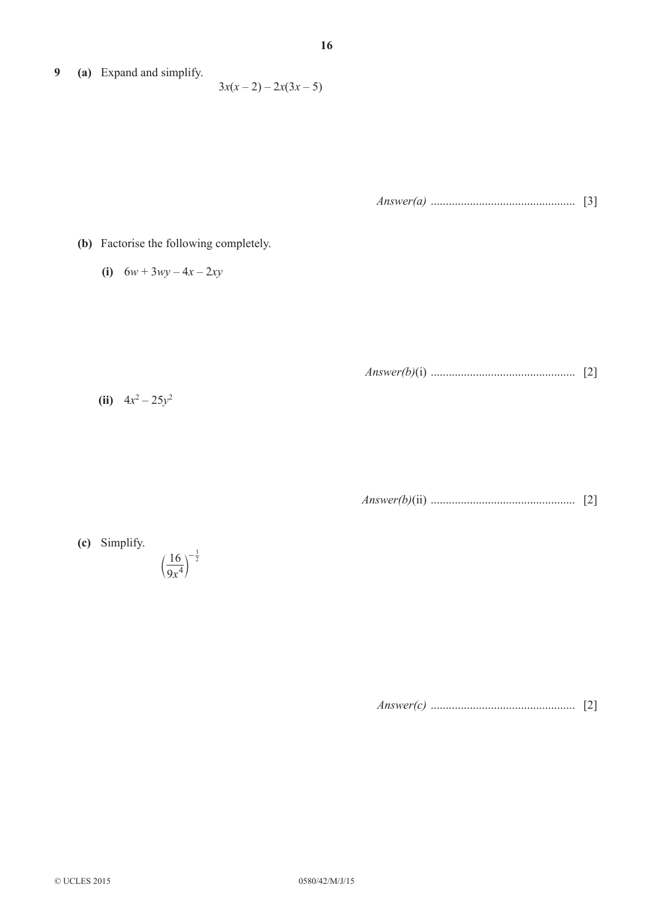**9 (a)** Expand and simplify.

$$3x(x - 2) - 2x(3x - 5)$$

*Answer(a)* ................................................ [3]

**(b)** Factorise the following completely.

**(i)** $6w + 3wy - 4x - 2xy$

*Answer(b)*(i) ................................................ [2]

**(ii)** $4x^2 - 25y^2$

*Answer(b)*(ii) ................................................ [2]

**(c)** Simplify.

$$\left(\frac{16}{9x^4}\right)^{-\frac{3}{2}}$$

*Answer(c)* ................................................ [2]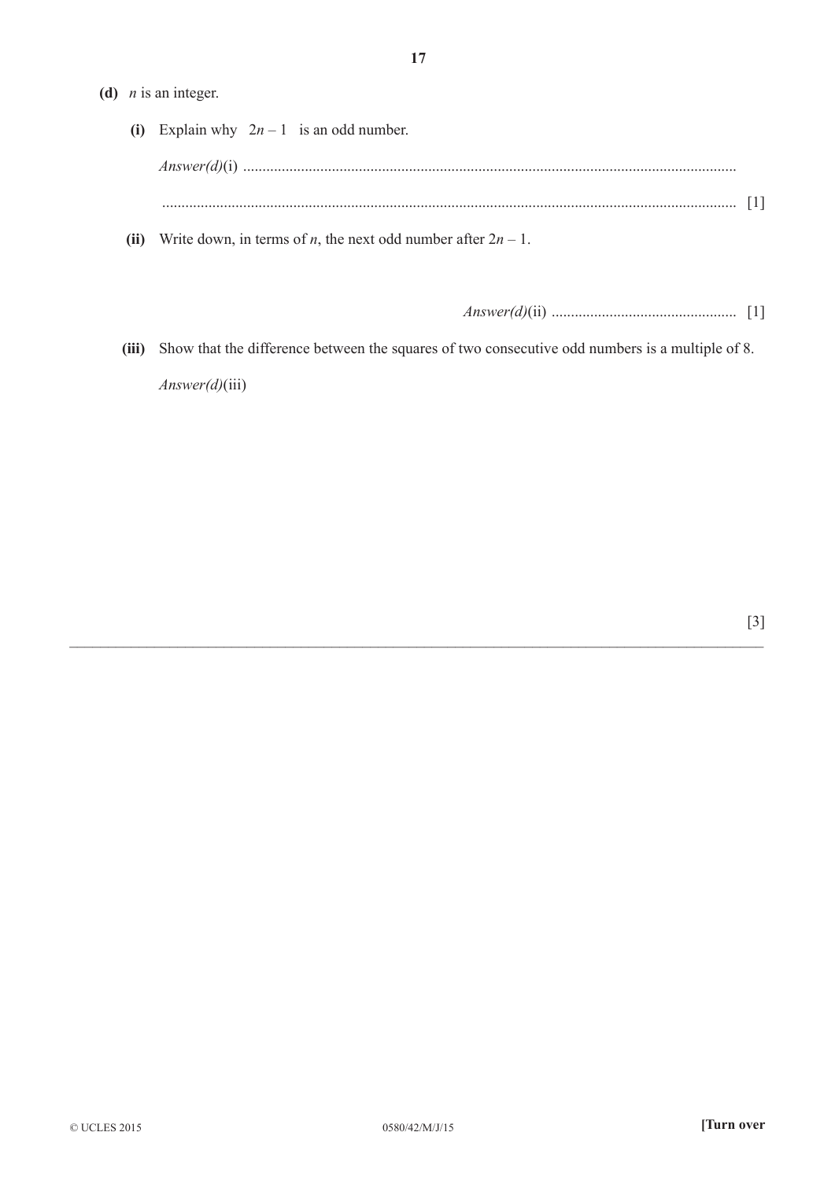**(d)** $n$ is an integer.

**(i)** Explain why $2n - 1$ is an odd number.

*Answer(d)*(i) ..............................................................................................................................

.................................................................................................................................... [1]

**(ii)** Write down, in terms of $n$, the next odd number after $2n - 1$.

*Answer(d)*(ii) ................................................ [1]

**(iii)** Show that the difference between the squares of two consecutive odd numbers is a multiple of 8.

*Answer(d)*(iii)

[3]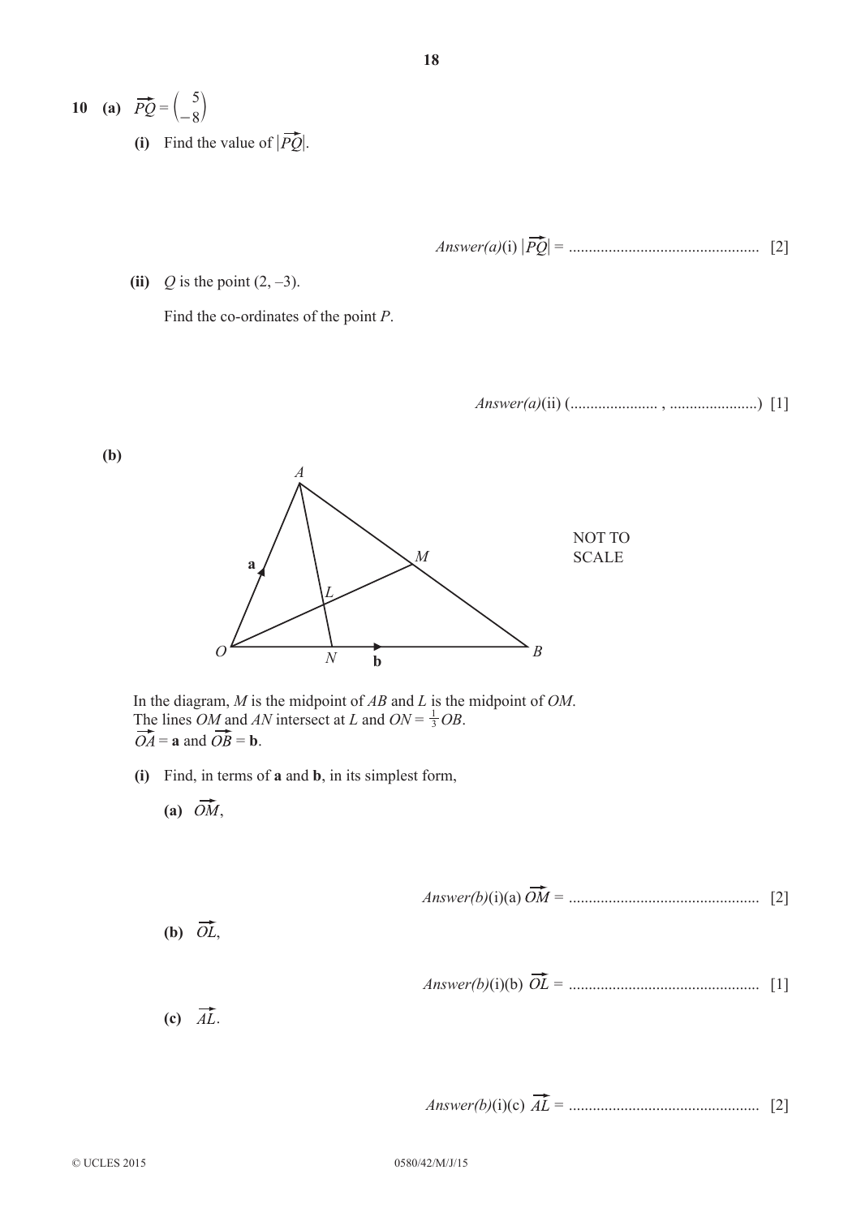**10** **(a)** $\overrightarrow{PQ} = \begin{pmatrix} 5 \\ -8 \end{pmatrix}$

**(i)** Find the value of $|\overrightarrow{PQ}|$.

*Answer(a)*(i) $|\overrightarrow{PQ}|$ = ................................................ [2]

**(ii)** $Q$ is the point (2, –3).

Find the co-ordinates of the point $P$.

*Answer(a)*(ii) (...................... , ......................) [1]

**(b)**

NOT TO SCALE

In the diagram, $M$ is the midpoint of $AB$ and $L$ is the midpoint of $OM$.
The lines $OM$ and $AN$ intersect at $L$ and $ON = \frac{1}{3}OB$.
$\overrightarrow{OA} = \mathbf{a}$ and $\overrightarrow{OB} = \mathbf{b}$.

**(i)** Find, in terms of **a** and **b**, in its simplest form,

**(a)** $\overrightarrow{OM}$,

*Answer(b)*(i)(a) $\overrightarrow{OM}$ = ................................................ [2]

**(b)** $\overrightarrow{OL}$,

*Answer(b)*(i)(b) $\overrightarrow{OL}$ = ................................................ [1]

**(c)** $\overrightarrow{AL}$.

*Answer(b)*(i)(c) $\overrightarrow{AL}$ = ................................................ [2]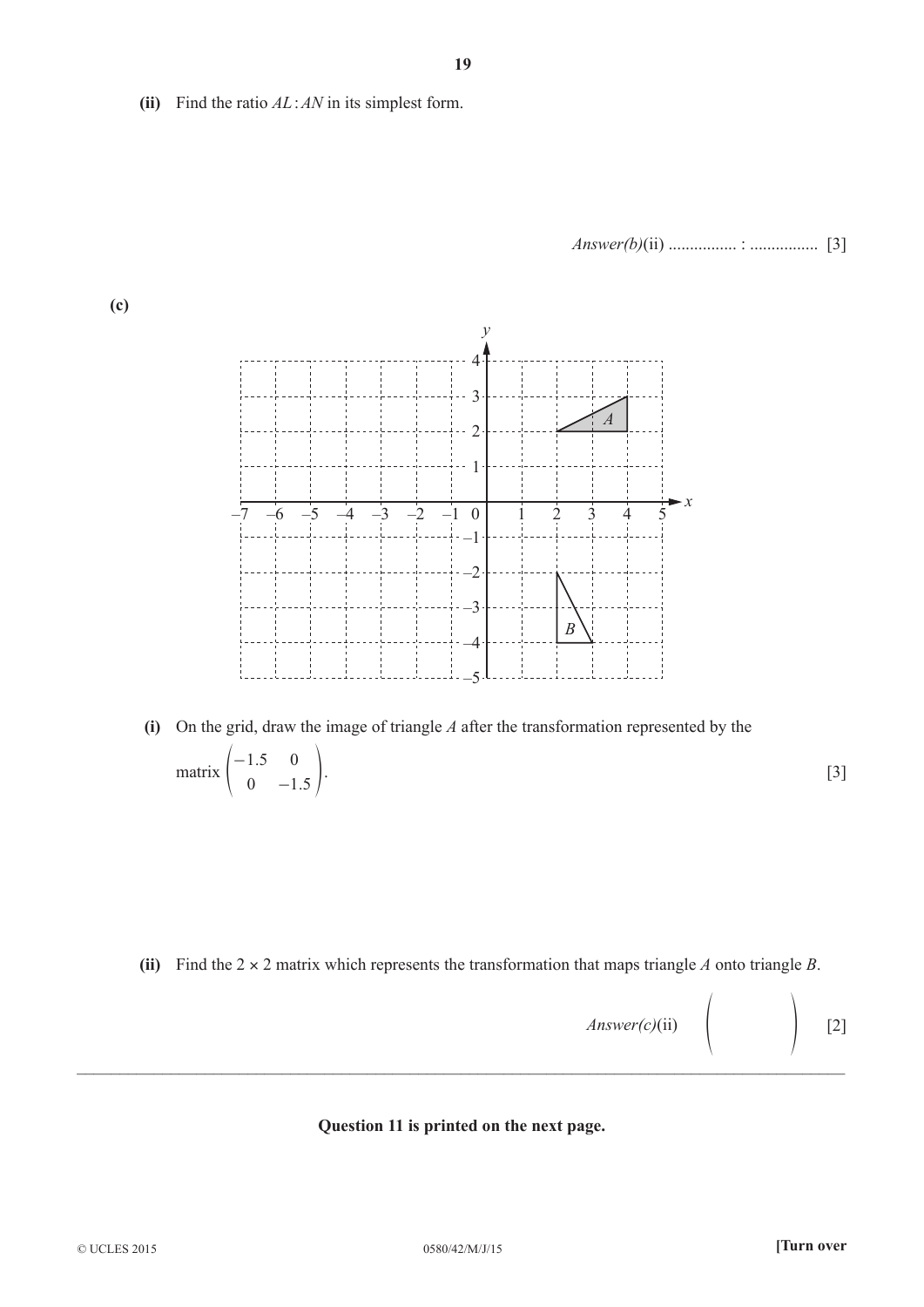**(ii)** Find the ratio $AL : AN$ in its simplest form.

*Answer(b)*(ii) ................ : ................ [3]

**(c)**

**(i)** On the grid, draw the image of triangle $A$ after the transformation represented by the matrix $\begin{pmatrix} -1.5 & 0 \\ 0 & -1.5 \end{pmatrix}$. [3]

**(ii)** Find the 2 × 2 matrix which represents the transformation that maps triangle $A$ onto triangle $B$.

*Answer(c)*(ii) $\begin{pmatrix} & \\ & \end{pmatrix}$ [2]

---

**Question 11 is printed on the next page.**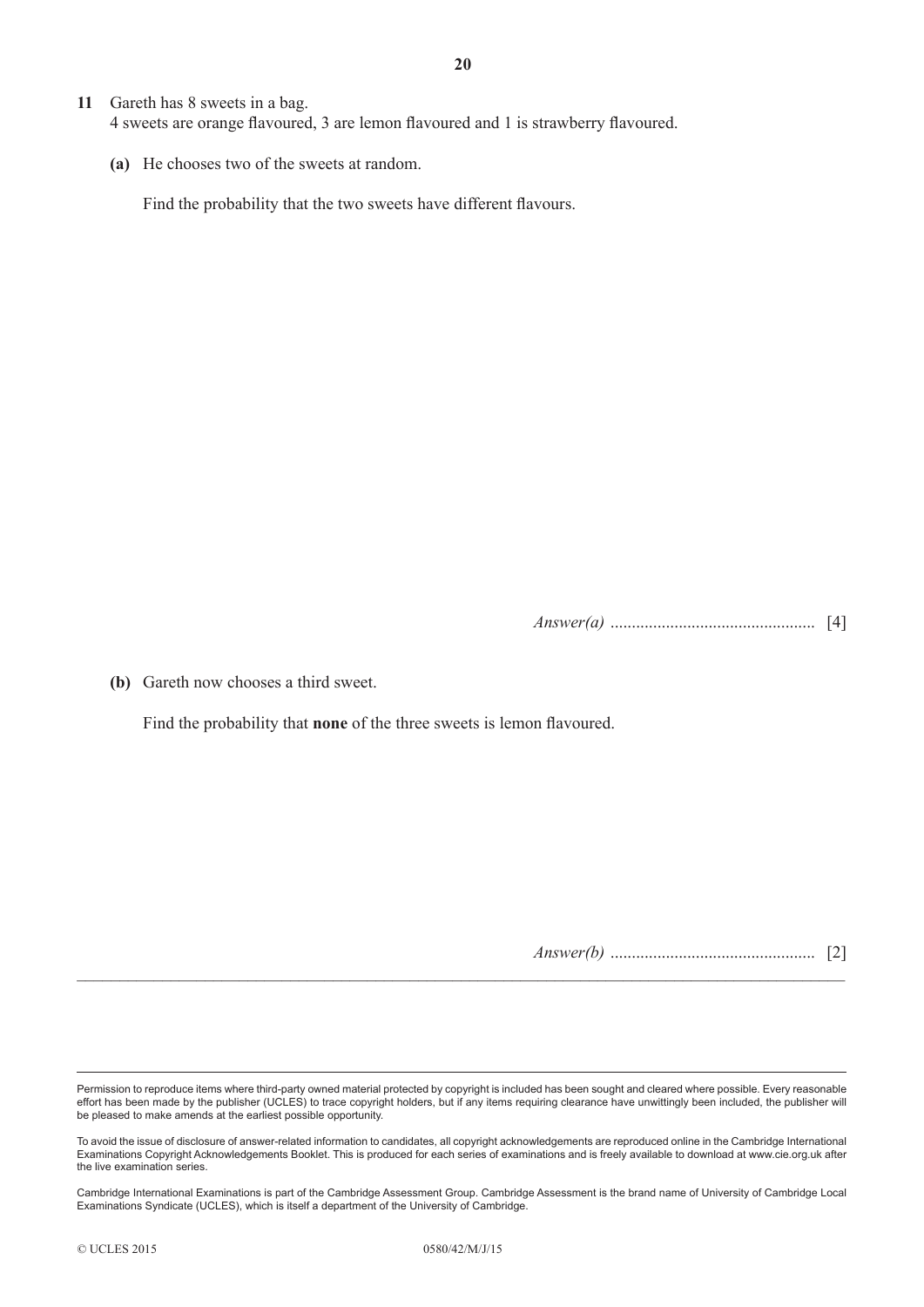**11** Gareth has 8 sweets in a bag.
4 sweets are orange flavoured, 3 are lemon flavoured and 1 is strawberry flavoured.

**(a)** He chooses two of the sweets at random.

Find the probability that the two sweets have different flavours.

*Answer(a)* ................................................ [4]

**(b)** Gareth now chooses a third sweet.

Find the probability that **none** of the three sweets is lemon flavoured.

*Answer(b)* ................................................ [2]

---

Permission to reproduce items where third-party owned material protected by copyright is included has been sought and cleared where possible. Every reasonable effort has been made by the publisher (UCLES) to trace copyright holders, but if any items requiring clearance have unwittingly been included, the publisher will be pleased to make amends at the earliest possible opportunity.

To avoid the issue of disclosure of answer-related information to candidates, all copyright acknowledgements are reproduced online in the Cambridge International Examinations Copyright Acknowledgements Booklet. This is produced for each series of examinations and is freely available to download at www.cie.org.uk after the live examination series.

Cambridge International Examinations is part of the Cambridge Assessment Group. Cambridge Assessment is the brand name of University of Cambridge Local Examinations Syndicate (UCLES), which is itself a department of the University of Cambridge.